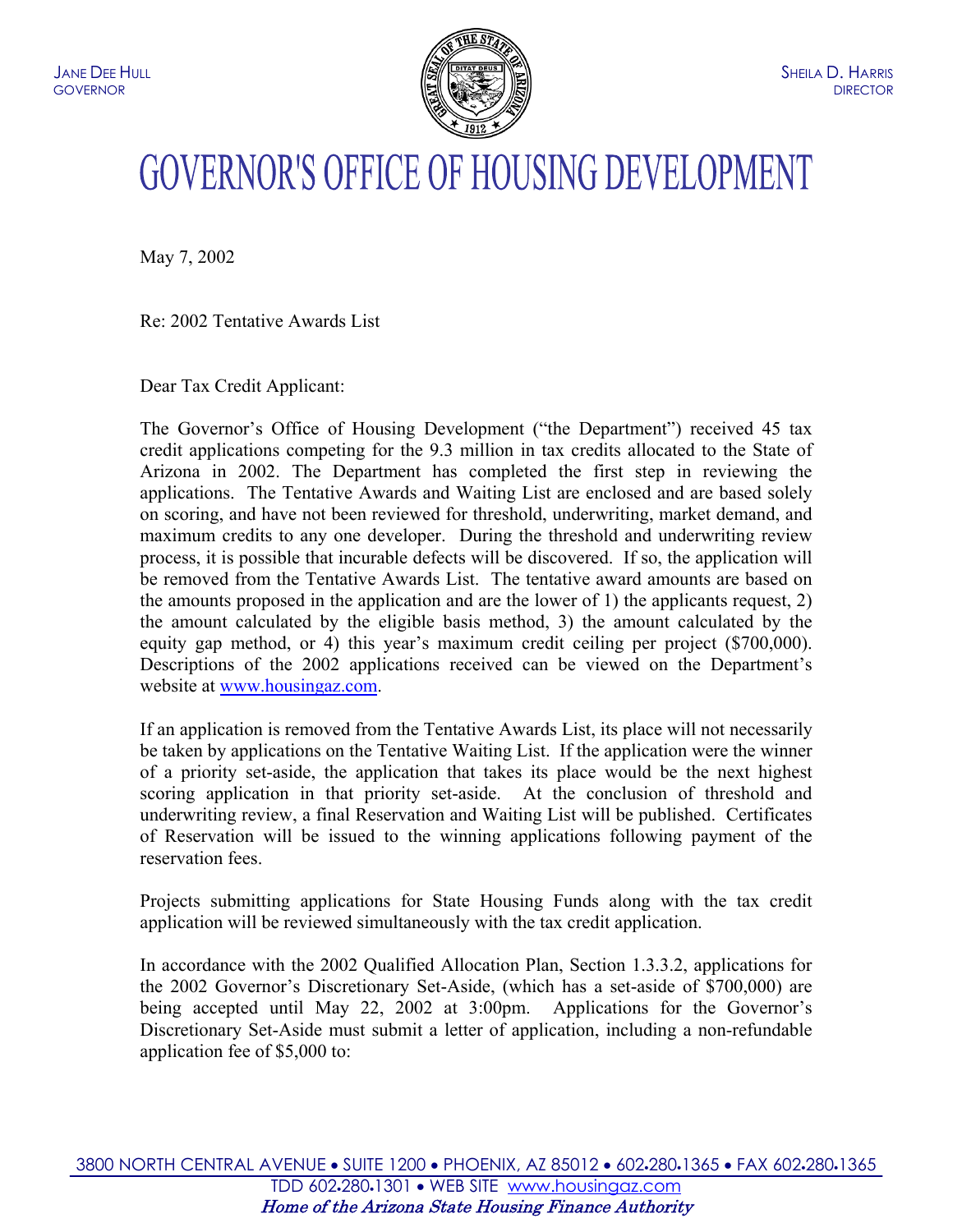JANE DEE HULL
GOVERNOR

SHEILA D. HARRIS
DIRECTOR

# GOVERNOR'S OFFICE OF HOUSING DEVELOPMENT

May 7, 2002

Re: 2002 Tentative Awards List

Dear Tax Credit Applicant:

The Governor's Office of Housing Development ("the Department") received 45 tax credit applications competing for the 9.3 million in tax credits allocated to the State of Arizona in 2002. The Department has completed the first step in reviewing the applications. The Tentative Awards and Waiting List are enclosed and are based solely on scoring, and have not been reviewed for threshold, underwriting, market demand, and maximum credits to any one developer. During the threshold and underwriting review process, it is possible that incurable defects will be discovered. If so, the application will be removed from the Tentative Awards List. The tentative award amounts are based on the amounts proposed in the application and are the lower of 1) the applicants request, 2) the amount calculated by the eligible basis method, 3) the amount calculated by the equity gap method, or 4) this year's maximum credit ceiling per project ($700,000). Descriptions of the 2002 applications received can be viewed on the Department's website at www.housingaz.com.

If an application is removed from the Tentative Awards List, its place will not necessarily be taken by applications on the Tentative Waiting List. If the application were the winner of a priority set-aside, the application that takes its place would be the next highest scoring application in that priority set-aside. At the conclusion of threshold and underwriting review, a final Reservation and Waiting List will be published. Certificates of Reservation will be issued to the winning applications following payment of the reservation fees.

Projects submitting applications for State Housing Funds along with the tax credit application will be reviewed simultaneously with the tax credit application.

In accordance with the 2002 Qualified Allocation Plan, Section 1.3.3.2, applications for the 2002 Governor's Discretionary Set-Aside, (which has a set-aside of $700,000) are being accepted until May 22, 2002 at 3:00pm. Applications for the Governor's Discretionary Set-Aside must submit a letter of application, including a non-refundable application fee of $5,000 to:

3800 NORTH CENTRAL AVENUE • SUITE 1200 • PHOENIX, AZ 85012 • 602•280•1365 • FAX 602•280•1365
TDD 602•280•1301 • WEB SITE www.housingaz.com
*Home of the Arizona State Housing Finance Authority*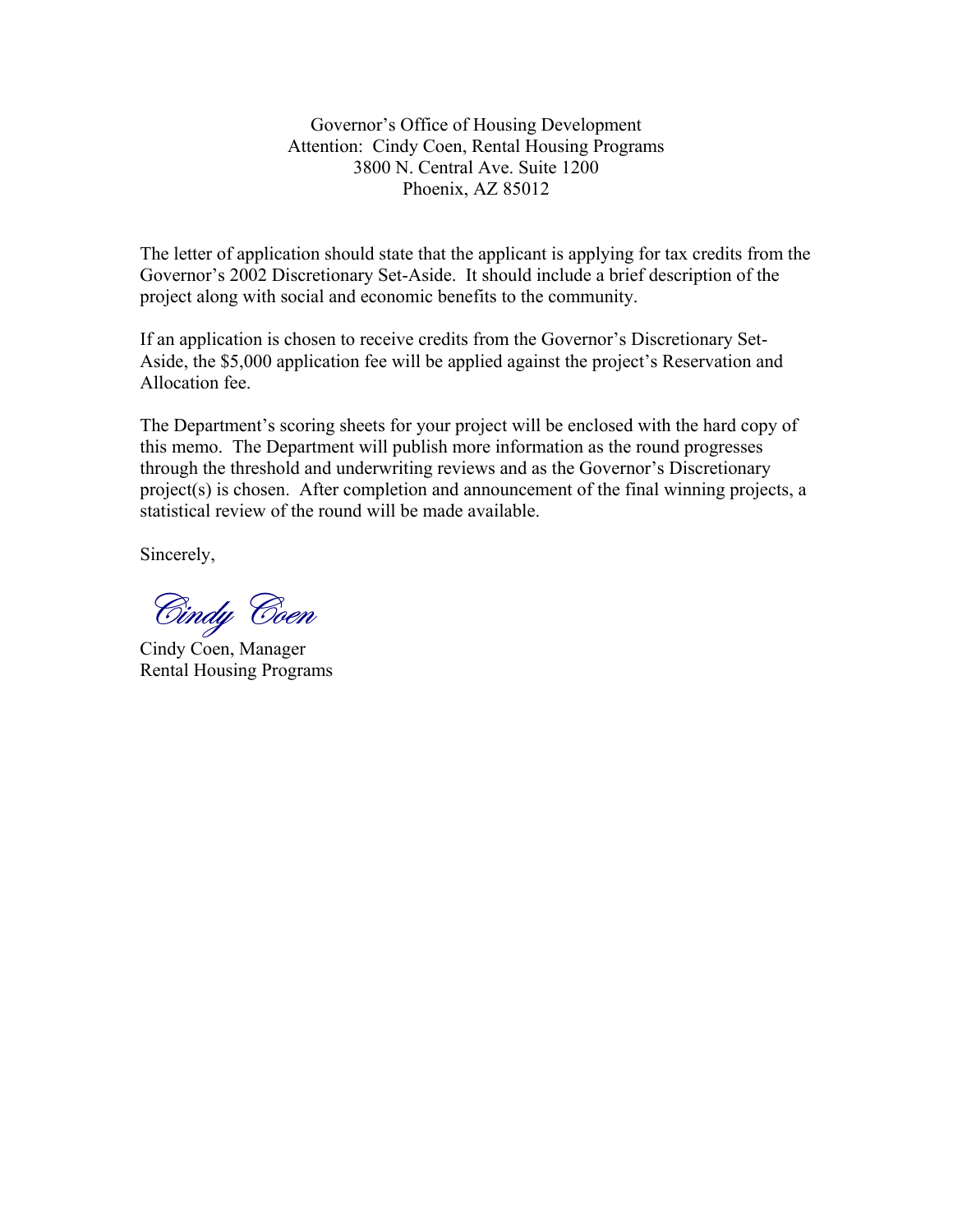Governor's Office of Housing Development  
Attention: Cindy Coen, Rental Housing Programs  
3800 N. Central Ave. Suite 1200  
Phoenix, AZ 85012

The letter of application should state that the applicant is applying for tax credits from the Governor's 2002 Discretionary Set-Aside. It should include a brief description of the project along with social and economic benefits to the community.

If an application is chosen to receive credits from the Governor's Discretionary Set-Aside, the $5,000 application fee will be applied against the project's Reservation and Allocation fee.

The Department's scoring sheets for your project will be enclosed with the hard copy of this memo. The Department will publish more information as the round progresses through the threshold and underwriting reviews and as the Governor's Discretionary project(s) is chosen. After completion and announcement of the final winning projects, a statistical review of the round will be made available.

Sincerely,

*Cindy Coen*

Cindy Coen, Manager  
Rental Housing Programs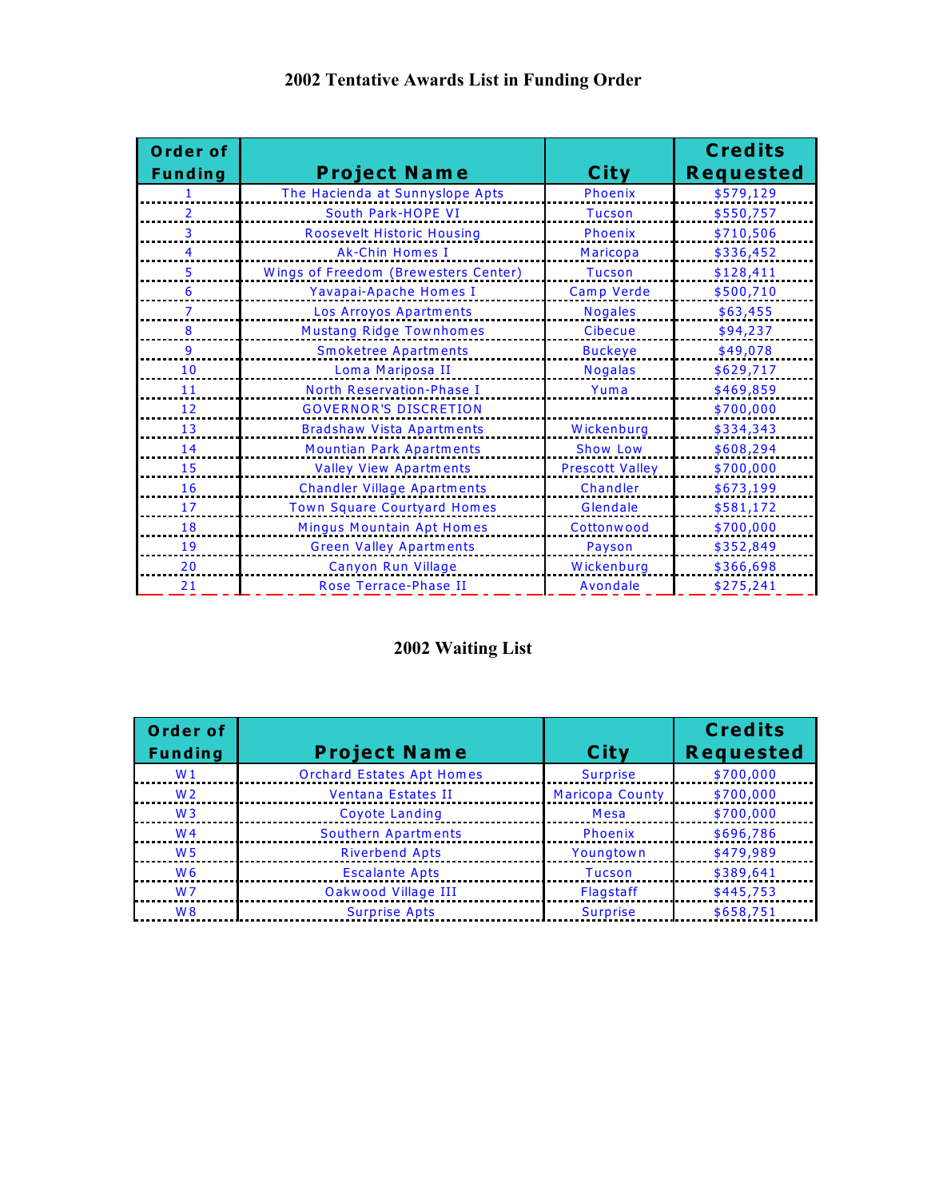# 2002 Tentative Awards List in Funding Order

| Order of Funding | Project Name | City | Credits Requested |
|---|---|---|---|
| 1 | The Hacienda at Sunnyslope Apts | Phoenix | $579,129 |
| 2 | South Park-HOPE VI | Tucson | $550,757 |
| 3 | Roosevelt Historic Housing | Phoenix | $710,506 |
| 4 | Ak-Chin Homes I | Maricopa | $336,452 |
| 5 | Wings of Freedom (Brewesters Center) | Tucson | $128,411 |
| 6 | Yavapai-Apache Homes I | Camp Verde | $500,710 |
| 7 | Los Arroyos Apartments | Nogales | $63,455 |
| 8 | Mustang Ridge Townhomes | Cibecue | $94,237 |
| 9 | Smoketree Apartments | Buckeye | $49,078 |
| 10 | Loma Mariposa II | Nogales | $629,717 |
| 11 | North Reservation-Phase I | Yuma | $469,859 |
| 12 | GOVERNOR'S DISCRETION | | $700,000 |
| 13 | Bradshaw Vista Apartments | Wickenburg | $334,343 |
| 14 | Mountian Park Apartments | Show Low | $608,294 |
| 15 | Valley View Apartments | Prescott Valley | $700,000 |
| 16 | Chandler Village Apartments | Chandler | $673,199 |
| 17 | Town Square Courtyard Homes | Glendale | $581,172 |
| 18 | Mingus Mountain Apt Homes | Cottonwood | $700,000 |
| 19 | Green Valley Apartments | Payson | $352,849 |
| 20 | Canyon Run Village | Wickenburg | $366,698 |
| 21 | Rose Terrace-Phase II | Avondale | $275,241 |

# 2002 Waiting List

| Order of Funding | Project Name | City | Credits Requested |
|---|---|---|---|
| W1 | Orchard Estates Apt Homes | Surprise | $700,000 |
| W2 | Ventana Estates II | Maricopa County | $700,000 |
| W3 | Coyote Landing | Mesa | $700,000 |
| W4 | Southern Apartments | Phoenix | $696,786 |
| W5 | Riverbend Apts | Youngtown | $479,989 |
| W6 | Escalante Apts | Tucson | $389,641 |
| W7 | Oakwood Village III | Flagstaff | $445,753 |
| W8 | Surprise Apts | Surprise | $658,751 |